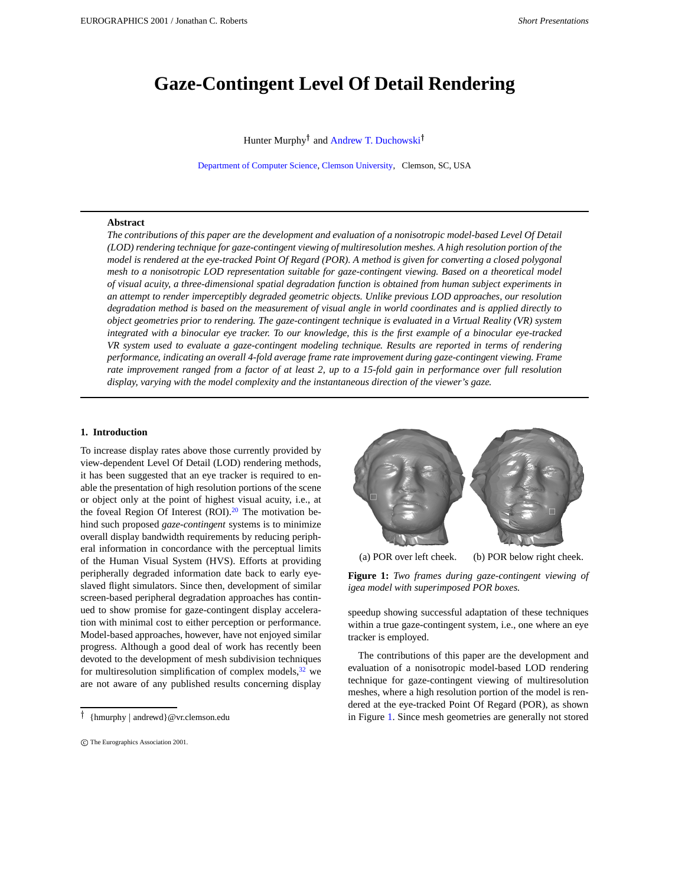# Gaze-Contingent Level Of Detail Rendering

Hunter Murphy† and Andrew T. Duchowski†

Department of Computer Science, Clemson University, Clemson, SC, USA

## Abstract

*The contributions of this paper are the development and evaluation of a nonisotropic model-based Level Of Detail (LOD) rendering technique for gaze-contingent viewing of multiresolution meshes. A high resolution portion of the model is rendered at the eye-tracked Point Of Regard (POR). A method is given for converting a closed polygonal mesh to a nonisotropic LOD representation suitable for gaze-contingent viewing. Based on a theoretical model of visual acuity, a three-dimensional spatial degradation function is obtained from human subject experiments in an attempt to render imperceptibly degraded geometric objects. Unlike previous LOD approaches, our resolution degradation method is based on the measurement of visual angle in world coordinates and is applied directly to object geometries prior to rendering. The gaze-contingent technique is evaluated in a Virtual Reality (VR) system integrated with a binocular eye tracker. To our knowledge, this is the first example of a binocular eye-tracked VR system used to evaluate a gaze-contingent modeling technique. Results are reported in terms of rendering performance, indicating an overall 4-fold average frame rate improvement during gaze-contingent viewing. Frame rate improvement ranged from a factor of at least 2, up to a 15-fold gain in performance over full resolution display, varying with the model complexity and the instantaneous direction of the viewer's gaze.*

## 1. Introduction

To increase display rates above those currently provided by view-dependent Level Of Detail (LOD) rendering methods, it has been suggested that an eye tracker is required to enable the presentation of high resolution portions of the scene or object only at the point of highest visual acuity, i.e., at the foveal Region Of Interest (ROI).[20] The motivation behind such proposed *gaze-contingent* systems is to minimize overall display bandwidth requirements by reducing peripheral information in concordance with the perceptual limits of the Human Visual System (HVS). Efforts at providing peripherally degraded information date back to early eye-slaved flight simulators. Since then, development of similar screen-based peripheral degradation approaches has continued to show promise for gaze-contingent display acceleration with minimal cost to either perception or performance. Model-based approaches, however, have not enjoyed similar progress. Although a good deal of work has recently been devoted to the development of mesh subdivision techniques for multiresolution simplification of complex models,[32] we are not aware of any published results concerning display speedup showing successful adaptation of these techniques within a true gaze-contingent system, i.e., one where an eye tracker is employed.

(a) POR over left cheek. (b) POR below right cheek.

**Figure 1:** *Two frames during gaze-contingent viewing of igea model with superimposed POR boxes.*

The contributions of this paper are the development and evaluation of a nonisotropic model-based LOD rendering technique for gaze-contingent viewing of multiresolution meshes, where a high resolution portion of the model is rendered at the eye-tracked Point Of Regard (POR), as shown in Figure 1. Since mesh geometries are generally not stored

† {hmurphy | andrewd}@vr.clemson.edu

© The Eurographics Association 2001.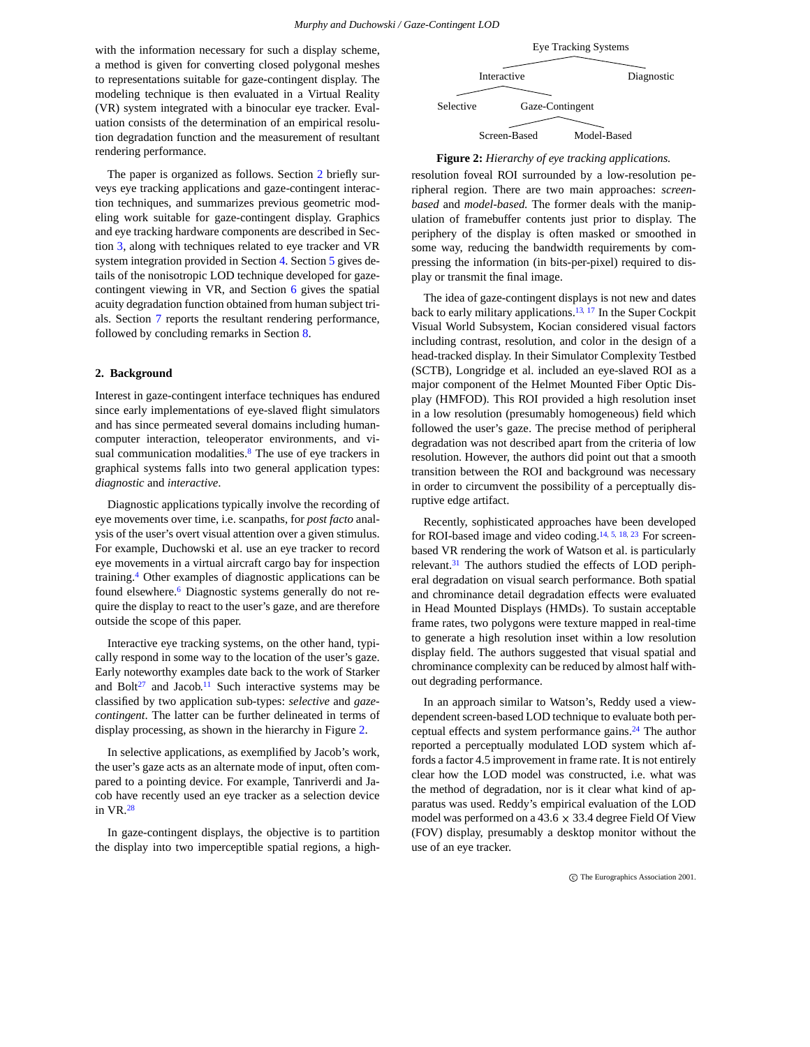with the information necessary for such a display scheme, a method is given for converting closed polygonal meshes to representations suitable for gaze-contingent display. The modeling technique is then evaluated in a Virtual Reality (VR) system integrated with a binocular eye tracker. Evaluation consists of the determination of an empirical resolution degradation function and the measurement of resultant rendering performance.

The paper is organized as follows. Section 2 briefly surveys eye tracking applications and gaze-contingent interaction techniques, and summarizes previous geometric modeling work suitable for gaze-contingent display. Graphics and eye tracking hardware components are described in Section 3, along with techniques related to eye tracker and VR system integration provided in Section 4. Section 5 gives details of the nonisotropic LOD technique developed for gaze-contingent viewing in VR, and Section 6 gives the spatial acuity degradation function obtained from human subject trials. Section 7 reports the resultant rendering performance, followed by concluding remarks in Section 8.

## 2. Background

Interest in gaze-contingent interface techniques has endured since early implementations of eye-slaved flight simulators and has since permeated several domains including human-computer interaction, teleoperator environments, and visual communication modalities.[8] The use of eye trackers in graphical systems falls into two general application types: *diagnostic* and *interactive*.

Diagnostic applications typically involve the recording of eye movements over time, i.e. scanpaths, for *post facto* analysis of the user's overt visual attention over a given stimulus. For example, Duchowski et al. use an eye tracker to record eye movements in a virtual aircraft cargo bay for inspection training.[4] Other examples of diagnostic applications can be found elsewhere.[6] Diagnostic systems generally do not require the display to react to the user's gaze, and are therefore outside the scope of this paper.

Interactive eye tracking systems, on the other hand, typically respond in some way to the location of the user's gaze. Early noteworthy examples date back to the work of Starker and Bolt[27] and Jacob.[11] Such interactive systems may be classified by two application sub-types: *selective* and *gaze-contingent*. The latter can be further delineated in terms of display processing, as shown in the hierarchy in Figure 2.

In selective applications, as exemplified by Jacob's work, the user's gaze acts as an alternate mode of input, often compared to a pointing device. For example, Tanriverdi and Jacob have recently used an eye tracker as a selection device in VR.[28]

In gaze-contingent displays, the objective is to partition the display into two imperceptible spatial regions, a high-resolution foveal ROI surrounded by a low-resolution peripheral region. There are two main approaches: *screen-based* and *model-based*. The former deals with the manipulation of framebuffer contents just prior to display. The periphery of the display is often masked or smoothed in some way, reducing the bandwidth requirements by compressing the information (in bits-per-pixel) required to display or transmit the final image.

- Eye Tracking Systems
  - Interactive
    - Selective
    - Gaze-Contingent
      - Screen-Based
      - Model-Based
  - Diagnostic

**Figure 2:** *Hierarchy of eye tracking applications.*

The idea of gaze-contingent displays is not new and dates back to early military applications.[13, 17] In the Super Cockpit Visual World Subsystem, Kocian considered visual factors including contrast, resolution, and color in the design of a head-tracked display. In their Simulator Complexity Testbed (SCTB), Longridge et al. included an eye-slaved ROI as a major component of the Helmet Mounted Fiber Optic Display (HMFOD). This ROI provided a high resolution inset in a low resolution (presumably homogeneous) field which followed the user's gaze. The precise method of peripheral degradation was not described apart from the criteria of low resolution. However, the authors did point out that a smooth transition between the ROI and background was necessary in order to circumvent the possibility of a perceptually disruptive edge artifact.

Recently, sophisticated approaches have been developed for ROI-based image and video coding.[14, 5, 18, 23] For screen-based VR rendering the work of Watson et al. is particularly relevant.[31] The authors studied the effects of LOD peripheral degradation on visual search performance. Both spatial and chrominance detail degradation effects were evaluated in Head Mounted Displays (HMDs). To sustain acceptable frame rates, two polygons were texture mapped in real-time to generate a high resolution inset within a low resolution display field. The authors suggested that visual spatial and chrominance complexity can be reduced by almost half without degrading performance.

In an approach similar to Watson's, Reddy used a view-dependent screen-based LOD technique to evaluate both perceptual effects and system performance gains.[24] The author reported a perceptually modulated LOD system which affords a factor 4.5 improvement in frame rate. It is not entirely clear how the LOD model was constructed, i.e. what was the method of degradation, nor is it clear what kind of apparatus was used. Reddy's empirical evaluation of the LOD model was performed on a $43.6 \times 33.4$ degree Field Of View (FOV) display, presumably a desktop monitor without the use of an eye tracker.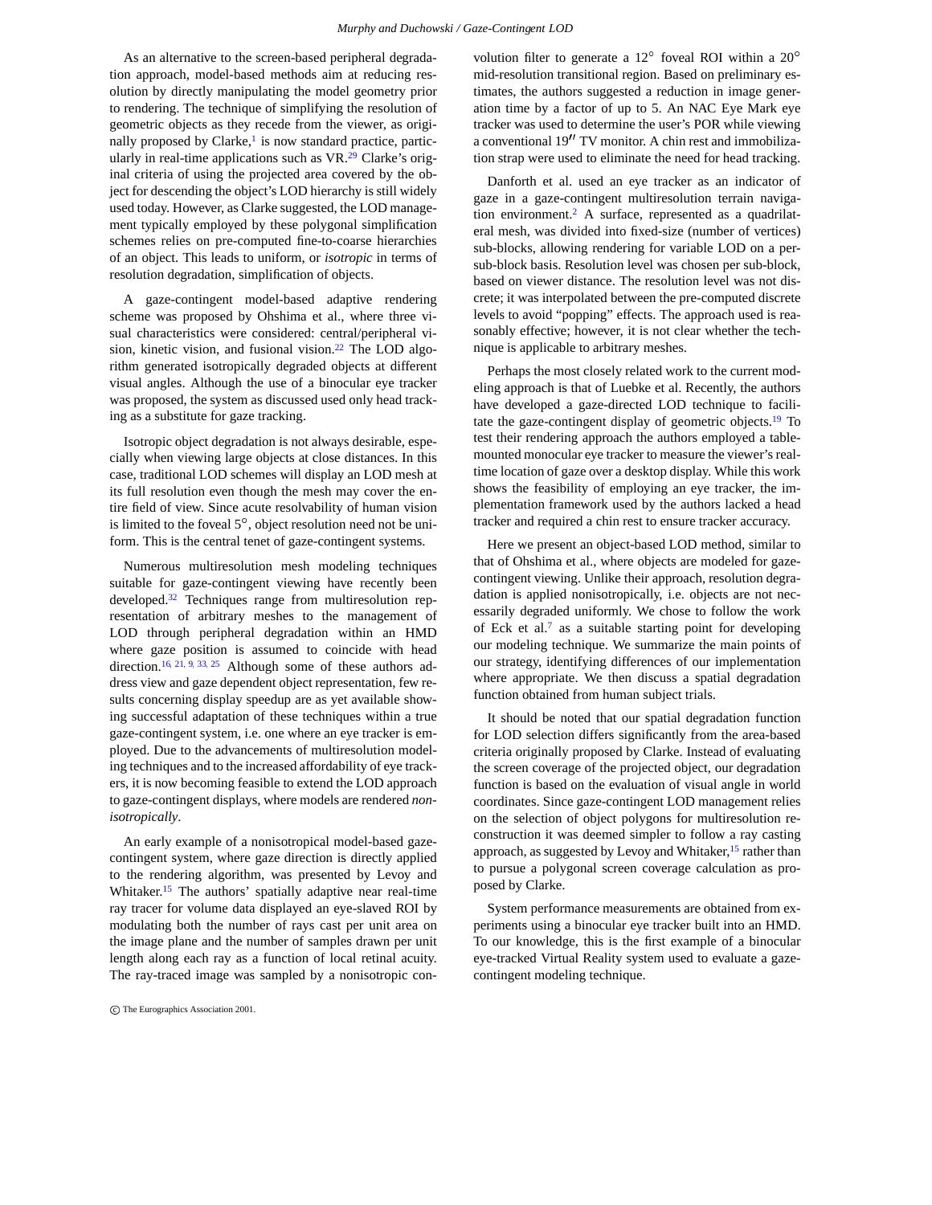As an alternative to the screen-based peripheral degradation approach, model-based methods aim at reducing resolution by directly manipulating the model geometry prior to rendering. The technique of simplifying the resolution of geometric objects as they recede from the viewer, as originally proposed by Clarke,[1] is now standard practice, particularly in real-time applications such as VR.[29] Clarke's original criteria of using the projected area covered by the object for descending the object's LOD hierarchy is still widely used today. However, as Clarke suggested, the LOD management typically employed by these polygonal simplification schemes relies on pre-computed fine-to-coarse hierarchies of an object. This leads to uniform, or *isotropic* in terms of resolution degradation, simplification of objects.

A gaze-contingent model-based adaptive rendering scheme was proposed by Ohshima et al., where three visual characteristics were considered: central/peripheral vision, kinetic vision, and fusional vision.[22] The LOD algorithm generated isotropically degraded objects at different visual angles. Although the use of a binocular eye tracker was proposed, the system as discussed used only head tracking as a substitute for gaze tracking.

Isotropic object degradation is not always desirable, especially when viewing large objects at close distances. In this case, traditional LOD schemes will display an LOD mesh at its full resolution even though the mesh may cover the entire field of view. Since acute resolvability of human vision is limited to the foveal 5°, object resolution need not be uniform. This is the central tenet of gaze-contingent systems.

Numerous multiresolution mesh modeling techniques suitable for gaze-contingent viewing have recently been developed.[32] Techniques range from multiresolution representation of arbitrary meshes to the management of LOD through peripheral degradation within an HMD where gaze position is assumed to coincide with head direction.[16, 21, 9, 33, 25] Although some of these authors address view and gaze dependent object representation, few results concerning display speedup are as yet available showing successful adaptation of these techniques within a true gaze-contingent system, i.e. one where an eye tracker is employed. Due to the advancements of multiresolution modeling techniques and to the increased affordability of eye trackers, it is now becoming feasible to extend the LOD approach to gaze-contingent displays, where models are rendered *nonisotropically*.

An early example of a nonisotropical model-based gaze-contingent system, where gaze direction is directly applied to the rendering algorithm, was presented by Levoy and Whitaker.[15] The authors' spatially adaptive near real-time ray tracer for volume data displayed an eye-slaved ROI by modulating both the number of rays cast per unit area on the image plane and the number of samples drawn per unit length along each ray as a function of local retinal acuity. The ray-traced image was sampled by a nonisotropic convolution filter to generate a 12° foveal ROI within a 20° mid-resolution transitional region. Based on preliminary estimates, the authors suggested a reduction in image generation time by a factor of up to 5. An NAC Eye Mark eye tracker was used to determine the user's POR while viewing a conventional 19″ TV monitor. A chin rest and immobilization strap were used to eliminate the need for head tracking.

Danforth et al. used an eye tracker as an indicator of gaze in a gaze-contingent multiresolution terrain navigation environment.[2] A surface, represented as a quadrilateral mesh, was divided into fixed-size (number of vertices) sub-blocks, allowing rendering for variable LOD on a per-sub-block basis. Resolution level was chosen per sub-block, based on viewer distance. The resolution level was not discrete; it was interpolated between the pre-computed discrete levels to avoid "popping" effects. The approach used is reasonably effective; however, it is not clear whether the technique is applicable to arbitrary meshes.

Perhaps the most closely related work to the current modeling approach is that of Luebke et al. Recently, the authors have developed a gaze-directed LOD technique to facilitate the gaze-contingent display of geometric objects.[19] To test their rendering approach the authors employed a table-mounted monocular eye tracker to measure the viewer's real-time location of gaze over a desktop display. While this work shows the feasibility of employing an eye tracker, the implementation framework used by the authors lacked a head tracker and required a chin rest to ensure tracker accuracy.

Here we present an object-based LOD method, similar to that of Ohshima et al., where objects are modeled for gaze-contingent viewing. Unlike their approach, resolution degradation is applied nonisotropically, i.e. objects are not necessarily degraded uniformly. We chose to follow the work of Eck et al.[7] as a suitable starting point for developing our modeling technique. We summarize the main points of our strategy, identifying differences of our implementation where appropriate. We then discuss a spatial degradation function obtained from human subject trials.

It should be noted that our spatial degradation function for LOD selection differs significantly from the area-based criteria originally proposed by Clarke. Instead of evaluating the screen coverage of the projected object, our degradation function is based on the evaluation of visual angle in world coordinates. Since gaze-contingent LOD management relies on the selection of object polygons for multiresolution reconstruction it was deemed simpler to follow a ray casting approach, as suggested by Levoy and Whitaker,[15] rather than to pursue a polygonal screen coverage calculation as proposed by Clarke.

System performance measurements are obtained from experiments using a binocular eye tracker built into an HMD. To our knowledge, this is the first example of a binocular eye-tracked Virtual Reality system used to evaluate a gaze-contingent modeling technique.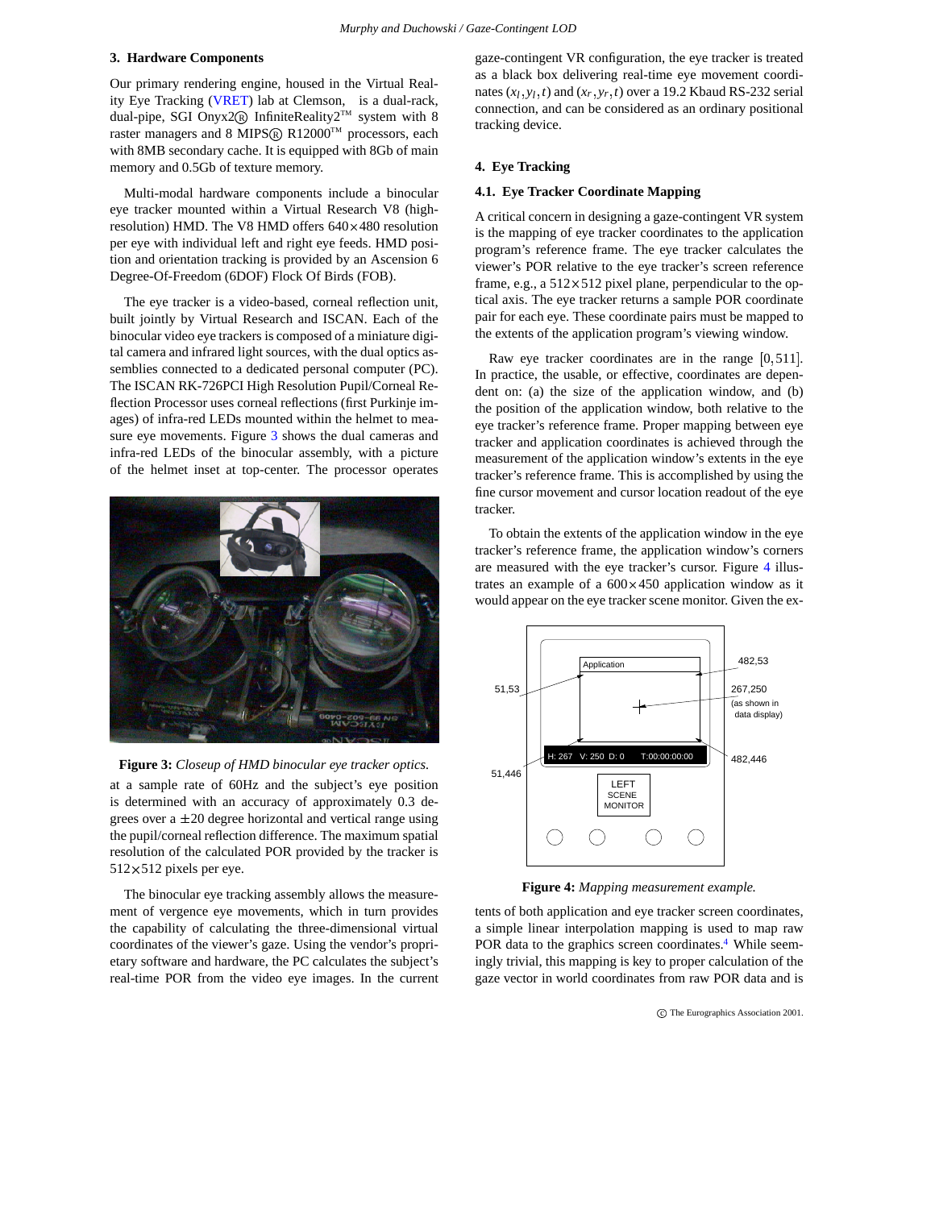## 3. Hardware Components

Our primary rendering engine, housed in the Virtual Reality Eye Tracking (VRET) lab at Clemson, is a dual-rack, dual-pipe, SGI Onyx2® InfiniteReality2™ system with 8 raster managers and 8 MIPS® R12000™ processors, each with 8MB secondary cache. It is equipped with 8Gb of main memory and 0.5Gb of texture memory.

Multi-modal hardware components include a binocular eye tracker mounted within a Virtual Research V8 (high-resolution) HMD. The V8 HMD offers 640×480 resolution per eye with individual left and right eye feeds. HMD position and orientation tracking is provided by an Ascension 6 Degree-Of-Freedom (6DOF) Flock Of Birds (FOB).

The eye tracker is a video-based, corneal reflection unit, built jointly by Virtual Research and ISCAN. Each of the binocular video eye trackers is composed of a miniature digital camera and infrared light sources, with the dual optics assemblies connected to a dedicated personal computer (PC). The ISCAN RK-726PCI High Resolution Pupil/Corneal Reflection Processor uses corneal reflections (first Purkinje images) of infra-red LEDs mounted within the helmet to measure eye movements. Figure 3 shows the dual cameras and infra-red LEDs of the binocular assembly, with a picture of the helmet inset at top-center. The processor operates at a sample rate of 60Hz and the subject's eye position is determined with an accuracy of approximately 0.3 degrees over a ±20 degree horizontal and vertical range using the pupil/corneal reflection difference. The maximum spatial resolution of the calculated POR provided by the tracker is 512×512 pixels per eye.

**Figure 3:** *Closeup of HMD binocular eye tracker optics.*

The binocular eye tracking assembly allows the measurement of vergence eye movements, which in turn provides the capability of calculating the three-dimensional virtual coordinates of the viewer's gaze. Using the vendor's proprietary software and hardware, the PC calculates the subject's real-time POR from the video eye images. In the current gaze-contingent VR configuration, the eye tracker is treated as a black box delivering real-time eye movement coordinates $(x_l, y_l, t)$ and $(x_r, y_r, t)$ over a 19.2 Kbaud RS-232 serial connection, and can be considered as an ordinary positional tracking device.

## 4. Eye Tracking

### 4.1. Eye Tracker Coordinate Mapping

A critical concern in designing a gaze-contingent VR system is the mapping of eye tracker coordinates to the application program's reference frame. The eye tracker calculates the viewer's POR relative to the eye tracker's screen reference frame, e.g., a 512×512 pixel plane, perpendicular to the optical axis. The eye tracker returns a sample POR coordinate pair for each eye. These coordinate pairs must be mapped to the extents of the application program's viewing window.

Raw eye tracker coordinates are in the range $[0, 511]$. In practice, the usable, or effective, coordinates are dependent on: (a) the size of the application window, and (b) the position of the application window, both relative to the eye tracker's reference frame. Proper mapping between eye tracker and application coordinates is achieved through the measurement of the application window's extents in the eye tracker's reference frame. This is accomplished by using the fine cursor movement and cursor location readout of the eye tracker.

To obtain the extents of the application window in the eye tracker's reference frame, the application window's corners are measured with the eye tracker's cursor. Figure 4 illustrates an example of a 600×450 application window as it would appear on the eye tracker scene monitor. Given the extents of both application and eye tracker screen coordinates, a simple linear interpolation mapping is used to map raw POR data to the graphics screen coordinates.[4] While seemingly trivial, this mapping is key to proper calculation of the gaze vector in world coordinates from raw POR data and is

**Figure 4:** *Mapping measurement example.*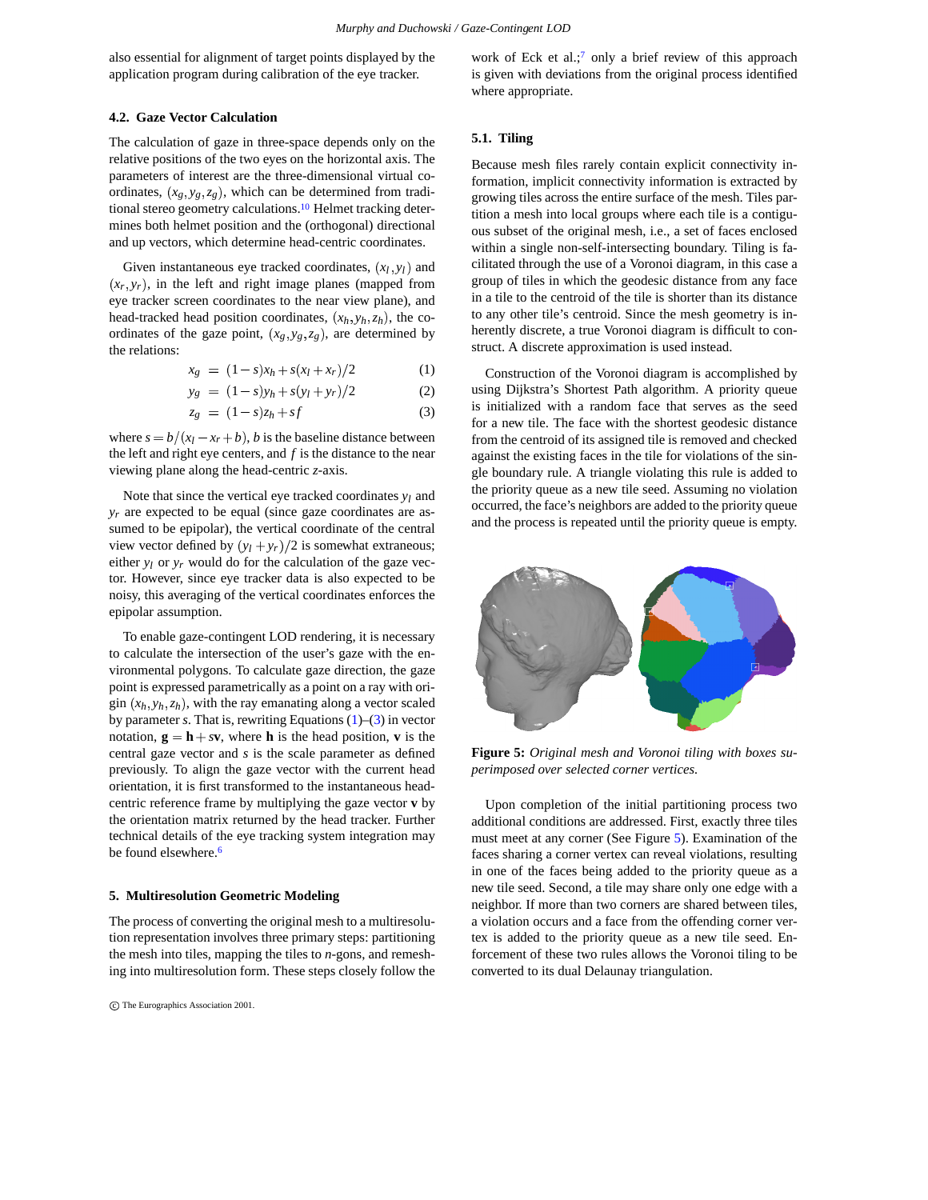also essential for alignment of target points displayed by the application program during calibration of the eye tracker.

### 4.2. Gaze Vector Calculation

The calculation of gaze in three-space depends only on the relative positions of the two eyes on the horizontal axis. The parameters of interest are the three-dimensional virtual coordinates, $(x_g, y_g, z_g)$, which can be determined from traditional stereo geometry calculations.[10] Helmet tracking determines both helmet position and the (orthogonal) directional and up vectors, which determine head-centric coordinates.

Given instantaneous eye tracked coordinates, $(x_l, y_l)$ and $(x_r, y_r)$, in the left and right image planes (mapped from eye tracker screen coordinates to the near view plane), and head-tracked head position coordinates, $(x_h, y_h, z_h)$, the coordinates of the gaze point, $(x_g, y_g, z_g)$, are determined by the relations:

$$x_g = (1-s)x_h + s(x_l + x_r)/2 \quad (1)$$

$$y_g = (1-s)y_h + s(y_l + y_r)/2 \quad (2)$$

$$z_g = (1-s)z_h + sf \quad (3)$$

where $s = b/(x_l - x_r + b)$, $b$ is the baseline distance between the left and right eye centers, and $f$ is the distance to the near viewing plane along the head-centric $z$-axis.

Note that since the vertical eye tracked coordinates $y_l$ and $y_r$ are expected to be equal (since gaze coordinates are assumed to be epipolar), the vertical coordinate of the central view vector defined by $(y_l + y_r)/2$ is somewhat extraneous; either $y_l$ or $y_r$ would do for the calculation of the gaze vector. However, since eye tracker data is also expected to be noisy, this averaging of the vertical coordinates enforces the epipolar assumption.

To enable gaze-contingent LOD rendering, it is necessary to calculate the intersection of the user's gaze with the environmental polygons. To calculate gaze direction, the gaze point is expressed parametrically as a point on a ray with origin $(x_h, y_h, z_h)$, with the ray emanating along a vector scaled by parameter $s$. That is, rewriting Equations (1)–(3) in vector notation, $\mathbf{g} = \mathbf{h} + s\mathbf{v}$, where $\mathbf{h}$ is the head position, $\mathbf{v}$ is the central gaze vector and $s$ is the scale parameter as defined previously. To align the gaze vector with the current head orientation, it is first transformed to the instantaneous head-centric reference frame by multiplying the gaze vector $\mathbf{v}$ by the orientation matrix returned by the head tracker. Further technical details of the eye tracking system integration may be found elsewhere.[6]

## 5. Multiresolution Geometric Modeling

The process of converting the original mesh to a multiresolution representation involves three primary steps: partitioning the mesh into tiles, mapping the tiles to $n$-gons, and remeshing into multiresolution form. These steps closely follow the work of Eck et al.;[7] only a brief review of this approach is given with deviations from the original process identified where appropriate.

### 5.1. Tiling

Because mesh files rarely contain explicit connectivity information, implicit connectivity information is extracted by growing tiles across the entire surface of the mesh. Tiles partition a mesh into local groups where each tile is a contiguous subset of the original mesh, i.e., a set of faces enclosed within a single non-self-intersecting boundary. Tiling is facilitated through the use of a Voronoi diagram, in this case a group of tiles in which the geodesic distance from any face in a tile to the centroid of the tile is shorter than its distance to any other tile's centroid. Since the mesh geometry is inherently discrete, a true Voronoi diagram is difficult to construct. A discrete approximation is used instead.

Construction of the Voronoi diagram is accomplished by using Dijkstra's Shortest Path algorithm. A priority queue is initialized with a random face that serves as the seed for a new tile. The face with the shortest geodesic distance from the centroid of its assigned tile is removed and checked against the existing faces in the tile for violations of the single boundary rule. A triangle violating this rule is added to the priority queue as a new tile seed. Assuming no violation occurred, the face's neighbors are added to the priority queue and the process is repeated until the priority queue is empty.

**Figure 5:** *Original mesh and Voronoi tiling with boxes superimposed over selected corner vertices.*

Upon completion of the initial partitioning process two additional conditions are addressed. First, exactly three tiles must meet at any corner (See Figure 5). Examination of the faces sharing a corner vertex can reveal violations, resulting in one of the faces being added to the priority queue as a new tile seed. Second, a tile may share only one edge with a neighbor. If more than two corners are shared between tiles, a violation occurs and a face from the offending corner vertex is added to the priority queue as a new tile seed. Enforcement of these two rules allows the Voronoi tiling to be converted to its dual Delaunay triangulation.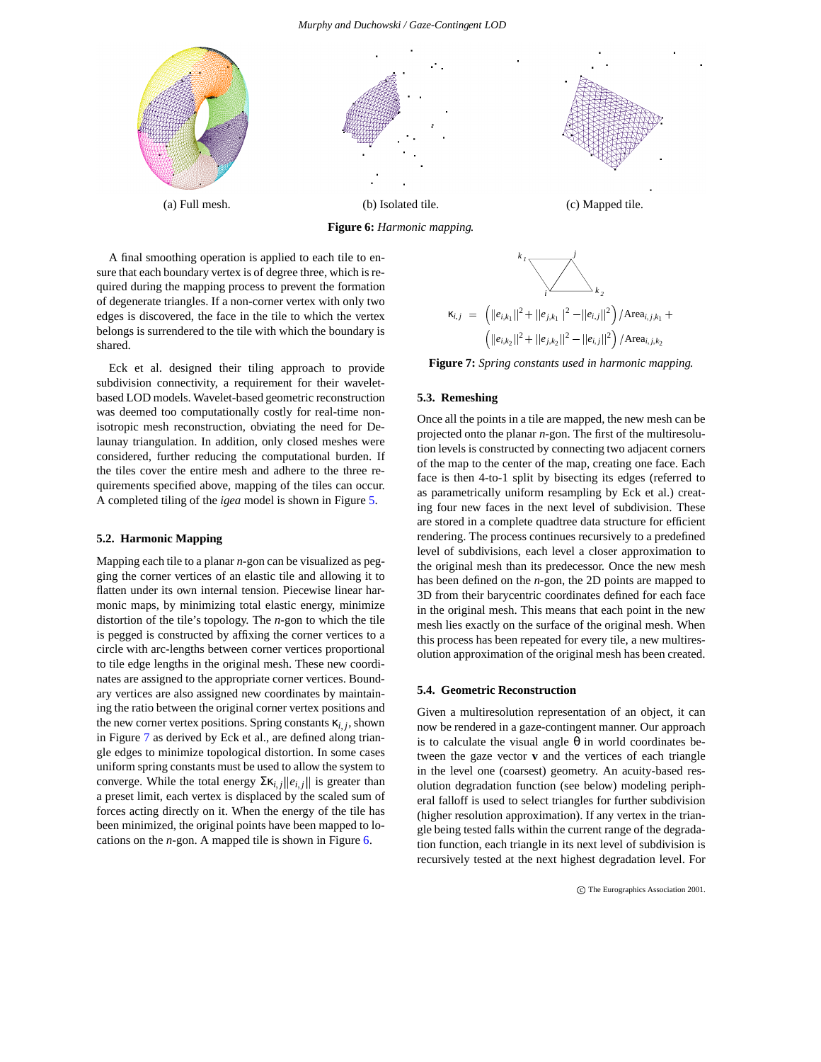(a) Full mesh.

(b) Isolated tile.

(c) Mapped tile.

**Figure 6:** *Harmonic mapping.*

A final smoothing operation is applied to each tile to ensure that each boundary vertex is of degree three, which is required during the mapping process to prevent the formation of degenerate triangles. If a non-corner vertex with only two edges is discovered, the face in the tile to which the vertex belongs is surrendered to the tile with which the boundary is shared.

Eck et al. designed their tiling approach to provide subdivision connectivity, a requirement for their wavelet-based LOD models. Wavelet-based geometric reconstruction was deemed too computationally costly for real-time non-isotropic mesh reconstruction, obviating the need for Delaunay triangulation. In addition, only closed meshes were considered, further reducing the computational burden. If the tiles cover the entire mesh and adhere to the three requirements specified above, mapping of the tiles can occur. A completed tiling of the *igea* model is shown in Figure 5.

### 5.2. Harmonic Mapping

Mapping each tile to a planar *n*-gon can be visualized as pegging the corner vertices of an elastic tile and allowing it to flatten under its own internal tension. Piecewise linear harmonic maps, by minimizing total elastic energy, minimize distortion of the tile's topology. The *n*-gon to which the tile is pegged is constructed by affixing the corner vertices to a circle with arc-lengths between corner vertices proportional to tile edge lengths in the original mesh. These new coordinates are assigned to the appropriate corner vertices. Boundary vertices are also assigned new coordinates by maintaining the ratio between the original corner vertex positions and the new corner vertex positions. Spring constants $\kappa_{i,j}$, shown in Figure 7 as derived by Eck et al., are defined along triangle edges to minimize topological distortion. In some cases uniform spring constants must be used to allow the system to converge. While the total energy $\Sigma\kappa_{i,j}||e_{i,j}||$ is greater than a preset limit, each vertex is displaced by the scaled sum of forces acting directly on it. When the energy of the tile has been minimized, the original points have been mapped to locations on the *n*-gon. A mapped tile is shown in Figure 6.

$$\kappa_{i,j} = \left(||e_{i,k_1}||^2 + ||e_{j,k_1}||^2 - ||e_{i,j}||^2\right)/\text{Area}_{i,j,k_1} + \left(||e_{i,k_2}||^2 + ||e_{j,k_2}||^2 - ||e_{i,j}||^2\right)/\text{Area}_{i,j,k_2}$$

**Figure 7:** *Spring constants used in harmonic mapping.*

### 5.3. Remeshing

Once all the points in a tile are mapped, the new mesh can be projected onto the planar *n*-gon. The first of the multiresolution levels is constructed by connecting two adjacent corners of the map to the center of the map, creating one face. Each face is then 4-to-1 split by bisecting its edges (referred to as parametrically uniform resampling by Eck et al.) creating four new faces in the next level of subdivision. These are stored in a complete quadtree data structure for efficient rendering. The process continues recursively to a predefined level of subdivisions, each level a closer approximation to the original mesh than its predecessor. Once the new mesh has been defined on the *n*-gon, the 2D points are mapped to 3D from their barycentric coordinates defined for each face in the original mesh. This means that each point in the new mesh lies exactly on the surface of the original mesh. When this process has been repeated for every tile, a new multiresolution approximation of the original mesh has been created.

### 5.4. Geometric Reconstruction

Given a multiresolution representation of an object, it can now be rendered in a gaze-contingent manner. Our approach is to calculate the visual angle $\theta$ in world coordinates between the gaze vector $\mathbf{v}$ and the vertices of each triangle in the level one (coarsest) geometry. An acuity-based resolution degradation function (see below) modeling peripheral falloff is used to select triangles for further subdivision (higher resolution approximation). If any vertex in the triangle being tested falls within the current range of the degradation function, each triangle in its next level of subdivision is recursively tested at the next highest degradation level. For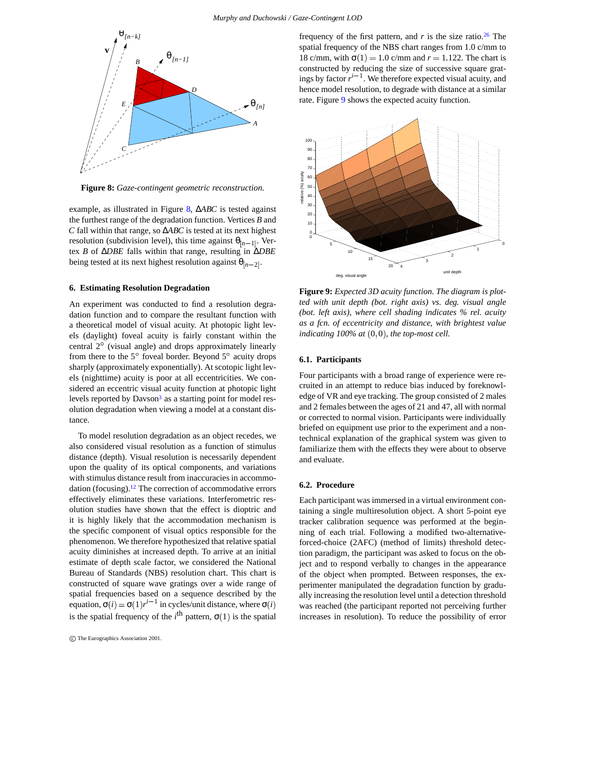**Figure 8:** *Gaze-contingent geometric reconstruction.*

example, as illustrated in Figure 8, $\Delta ABC$ is tested against the furthest range of the degradation function. Vertices $B$ and $C$ fall within that range, so $\Delta ABC$ is tested at its next highest resolution (subdivision level), this time against $\theta_{[n-1]}$. Vertex $B$ of $\Delta DBE$ falls within that range, resulting in $\Delta DBE$ being tested at its next highest resolution against $\theta_{[n-2]}$.

## 6. Estimating Resolution Degradation

An experiment was conducted to find a resolution degradation function and to compare the resultant function with a theoretical model of visual acuity. At photopic light levels (daylight) foveal acuity is fairly constant within the central 2° (visual angle) and drops approximately linearly from there to the 5° foveal border. Beyond 5° acuity drops sharply (approximately exponentially). At scotopic light levels (nighttime) acuity is poor at all eccentricities. We considered an eccentric visual acuity function at photopic light levels reported by Davson[3] as a starting point for model resolution degradation when viewing a model at a constant distance.

To model resolution degradation as an object recedes, we also considered visual resolution as a function of stimulus distance (depth). Visual resolution is necessarily dependent upon the quality of its optical components, and variations with stimulus distance result from inaccuracies in accommodation (focusing).[12] The correction of accommodative errors effectively eliminates these variations. Interferometric resolution studies have shown that the effect is dioptric and it is highly likely that the accommodation mechanism is the specific component of visual optics responsible for the phenomenon. We therefore hypothesized that relative spatial acuity diminishes at increased depth. To arrive at an initial estimate of depth scale factor, we considered the National Bureau of Standards (NBS) resolution chart. This chart is constructed of square wave gratings over a wide range of spatial frequencies based on a sequence described by the equation, $\sigma(i) = \sigma(1)r^{i-1}$ in cycles/unit distance, where $\sigma(i)$ is the spatial frequency of the $i^{\text{th}}$ pattern, $\sigma(1)$ is the spatial frequency of the first pattern, and $r$ is the size ratio.[26] The spatial frequency of the NBS chart ranges from 1.0 c/mm to 18 c/mm, with $\sigma(1) = 1.0$ c/mm and $r = 1.122$. The chart is constructed by reducing the size of successive square gratings by factor $r^{i-1}$. We therefore expected visual acuity, and hence model resolution, to degrade with distance at a similar rate. Figure 9 shows the expected acuity function.

**Figure 9:** *Expected 3D acuity function. The diagram is plotted with unit depth (bot. right axis) vs. deg. visual angle (bot. left axis), where cell shading indicates % rel. acuity as a fcn. of eccentricity and distance, with brightest value indicating 100% at $(0,0)$, the top-most cell.*

### 6.1. Participants

Four participants with a broad range of experience were recruited in an attempt to reduce bias induced by foreknowledge of VR and eye tracking. The group consisted of 2 males and 2 females between the ages of 21 and 47, all with normal or corrected to normal vision. Participants were individually briefed on equipment use prior to the experiment and a non-technical explanation of the graphical system was given to familiarize them with the effects they were about to observe and evaluate.

### 6.2. Procedure

Each participant was immersed in a virtual environment containing a single multiresolution object. A short 5-point eye tracker calibration sequence was performed at the beginning of each trial. Following a modified two-alternative-forced-choice (2AFC) (method of limits) threshold detection paradigm, the participant was asked to focus on the object and to respond verbally to changes in the appearance of the object when prompted. Between responses, the experimenter manipulated the degradation function by gradually increasing the resolution level until a detection threshold was reached (the participant reported not perceiving further increases in resolution). To reduce the possibility of error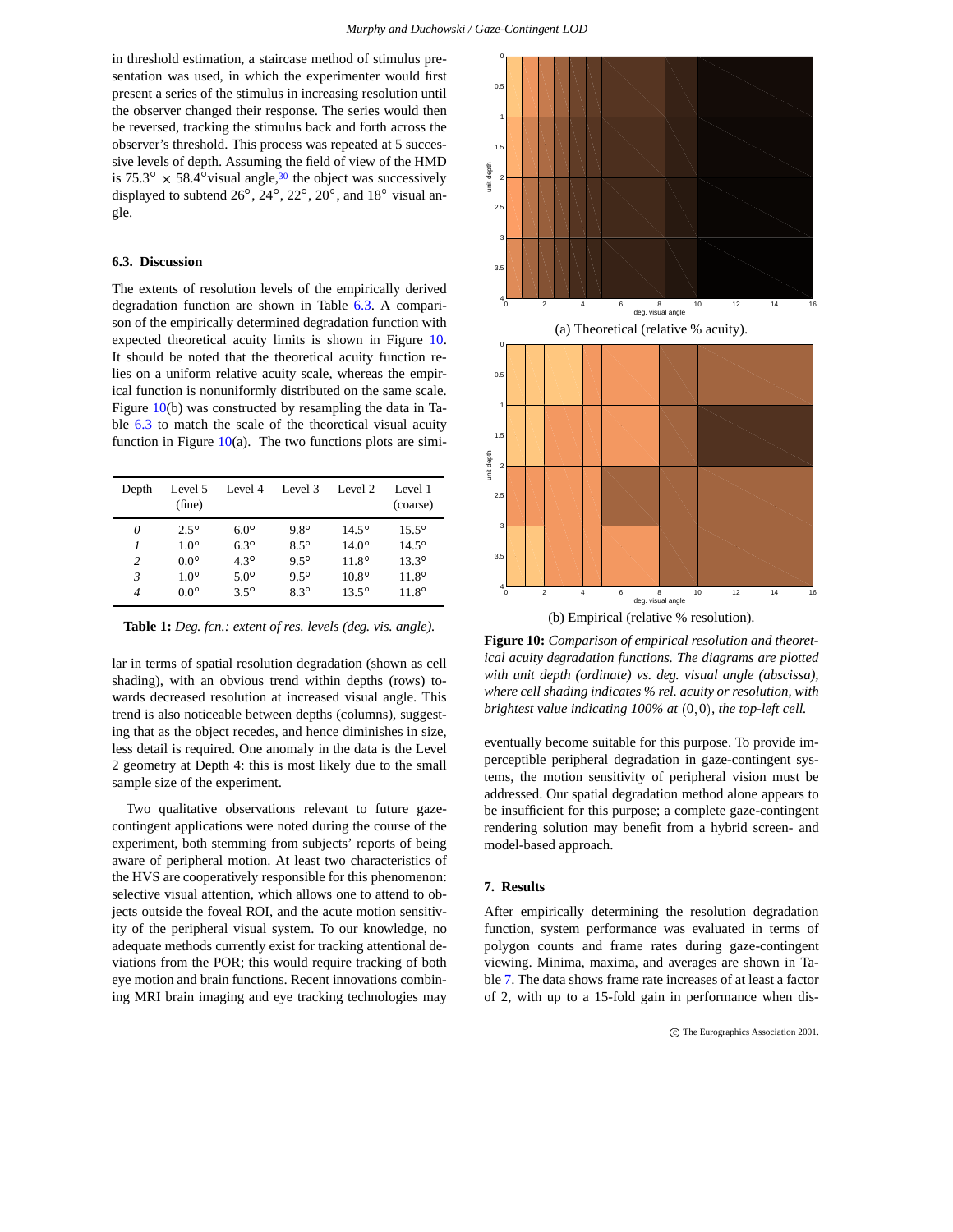in threshold estimation, a staircase method of stimulus presentation was used, in which the experimenter would first present a series of the stimulus in increasing resolution until the observer changed their response. The series would then be reversed, tracking the stimulus back and forth across the observer's threshold. This process was repeated at 5 successive levels of depth. Assuming the field of view of the HMD is 75.3° × 58.4° visual angle,[30] the object was successively displayed to subtend 26°, 24°, 22°, 20°, and 18° visual angle.

### 6.3. Discussion

The extents of resolution levels of the empirically derived degradation function are shown in Table 6.3. A comparison of the empirically determined degradation function with expected theoretical acuity limits is shown in Figure 10. It should be noted that the theoretical acuity function relies on a uniform relative acuity scale, whereas the empirical function is nonuniformly distributed on the same scale. Figure 10(b) was constructed by resampling the data in Table 6.3 to match the scale of the theoretical visual acuity function in Figure 10(a). The two functions plots are similar in terms of spatial resolution degradation (shown as cell shading), with an obvious trend within depths (rows) towards decreased resolution at increased visual angle. This trend is also noticeable between depths (columns), suggesting that as the object recedes, and hence diminishes in size, less detail is required. One anomaly in the data is the Level 2 geometry at Depth 4: this is most likely due to the small sample size of the experiment.

| Depth | Level 5 (fine) | Level 4 | Level 3 | Level 2 | Level 1 (coarse) |
|---|---|---|---|---|---|
| *0* | 2.5° | 6.0° | 9.8° | 14.5° | 15.5° |
| *1* | 1.0° | 6.3° | 8.5° | 14.0° | 14.5° |
| *2* | 0.0° | 4.3° | 9.5° | 11.8° | 13.3° |
| *3* | 1.0° | 5.0° | 9.5° | 10.8° | 11.8° |
| *4* | 0.0° | 3.5° | 8.3° | 13.5° | 11.8° |

**Table 1:** *Deg. fcn.: extent of res. levels (deg. vis. angle).*

Two qualitative observations relevant to future gaze-contingent applications were noted during the course of the experiment, both stemming from subjects' reports of being aware of peripheral motion. At least two characteristics of the HVS are cooperatively responsible for this phenomenon: selective visual attention, which allows one to attend to objects outside the foveal ROI, and the acute motion sensitivity of the peripheral visual system. To our knowledge, no adequate methods currently exist for tracking attentional deviations from the POR; this would require tracking of both eye motion and brain functions. Recent innovations combining MRI brain imaging and eye tracking technologies may eventually become suitable for this purpose. To provide imperceptible peripheral degradation in gaze-contingent systems, the motion sensitivity of peripheral vision must be addressed. Our spatial degradation method alone appears to be insufficient for this purpose; a complete gaze-contingent rendering solution may benefit from a hybrid screen- and model-based approach.

(a) Theoretical (relative % acuity).

(b) Empirical (relative % resolution).

**Figure 10:** *Comparison of empirical resolution and theoretical acuity degradation functions. The diagrams are plotted with unit depth (ordinate) vs. deg. visual angle (abscissa), where cell shading indicates % rel. acuity or resolution, with brightest value indicating 100% at* $(0,0)$*, the top-left cell.*

## 7. Results

After empirically determining the resolution degradation function, system performance was evaluated in terms of polygon counts and frame rates during gaze-contingent viewing. Minima, maxima, and averages are shown in Table 7. The data shows frame rate increases of at least a factor of 2, with up to a 15-fold gain in performance when dis-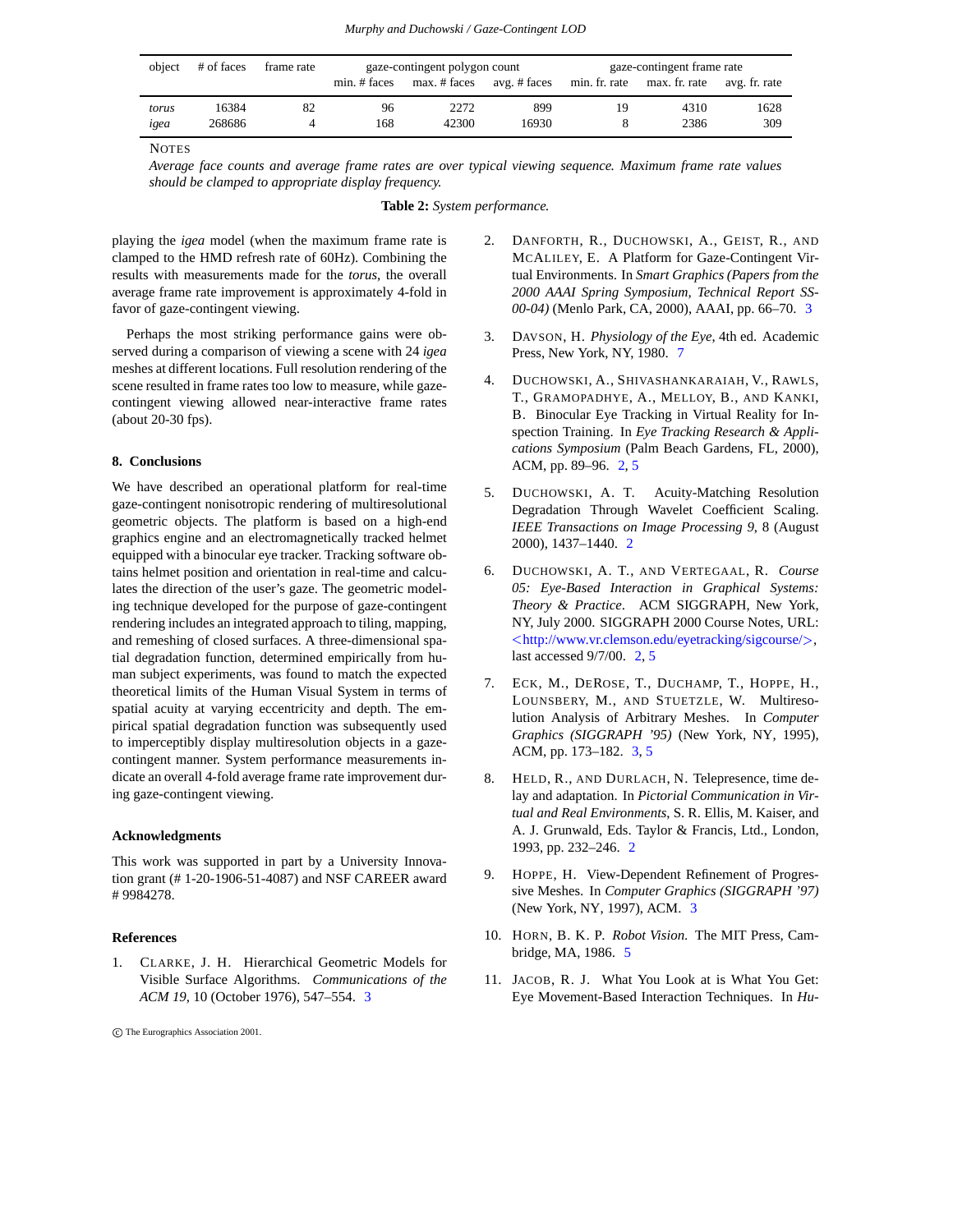| object | # of faces | frame rate | gaze-contingent polygon count | | | gaze-contingent frame rate | | |
|---|---|---|---|---|---|---|---|---|
| | | | min. # faces | max. # faces | avg. # faces | min. fr. rate | max. fr. rate | avg. fr. rate |
| *torus* | 16384 | 82 | 96 | 2272 | 899 | 19 | 4310 | 1628 |
| *igea* | 268686 | 4 | 168 | 42300 | 16930 | 8 | 2386 | 309 |

NOTES

*Average face counts and average frame rates are over typical viewing sequence. Maximum frame rate values should be clamped to appropriate display frequency.*

**Table 2:** *System performance.*

playing the *igea* model (when the maximum frame rate is clamped to the HMD refresh rate of 60Hz). Combining the results with measurements made for the *torus*, the overall average frame rate improvement is approximately 4-fold in favor of gaze-contingent viewing.

Perhaps the most striking performance gains were observed during a comparison of viewing a scene with 24 *igea* meshes at different locations. Full resolution rendering of the scene resulted in frame rates too low to measure, while gaze-contingent viewing allowed near-interactive frame rates (about 20-30 fps).

## 8. Conclusions

We have described an operational platform for real-time gaze-contingent nonisotropic rendering of multiresolutional geometric objects. The platform is based on a high-end graphics engine and an electromagnetically tracked helmet equipped with a binocular eye tracker. Tracking software obtains helmet position and orientation in real-time and calculates the direction of the user's gaze. The geometric modeling technique developed for the purpose of gaze-contingent rendering includes an integrated approach to tiling, mapping, and remeshing of closed surfaces. A three-dimensional spatial degradation function, determined empirically from human subject experiments, was found to match the expected theoretical limits of the Human Visual System in terms of spatial acuity at varying eccentricity and depth. The empirical spatial degradation function was subsequently used to imperceptibly display multiresolution objects in a gaze-contingent manner. System performance measurements indicate an overall 4-fold average frame rate improvement during gaze-contingent viewing.

## Acknowledgments

This work was supported in part by a University Innovation grant (# 1-20-1906-51-4087) and NSF CAREER award # 9984278.

## References

1. CLARKE, J. H. Hierarchical Geometric Models for Visible Surface Algorithms. *Communications of the ACM 19*, 10 (October 1976), 547–554. 3
2. DANFORTH, R., DUCHOWSKI, A., GEIST, R., AND MCALILEY, E. A Platform for Gaze-Contingent Virtual Environments. In *Smart Graphics (Papers from the 2000 AAAI Spring Symposium, Technical Report SS-00-04)* (Menlo Park, CA, 2000), AAAI, pp. 66–70. 3
3. DAVSON, H. *Physiology of the Eye*, 4th ed. Academic Press, New York, NY, 1980. 7
4. DUCHOWSKI, A., SHIVASHANKARAIAH, V., RAWLS, T., GRAMOPADHYE, A., MELLOY, B., AND KANKI, B. Binocular Eye Tracking in Virtual Reality for Inspection Training. In *Eye Tracking Research & Applications Symposium* (Palm Beach Gardens, FL, 2000), ACM, pp. 89–96. 2, 5
5. DUCHOWSKI, A. T. Acuity-Matching Resolution Degradation Through Wavelet Coefficient Scaling. *IEEE Transactions on Image Processing 9*, 8 (August 2000), 1437–1440. 2
6. DUCHOWSKI, A. T., AND VERTEGAAL, R. *Course 05: Eye-Based Interaction in Graphical Systems: Theory & Practice*. ACM SIGGRAPH, New York, NY, July 2000. SIGGRAPH 2000 Course Notes, URL: <http://www.vr.clemson.edu/eyetracking/sigcourse/>, last accessed 9/7/00. 2, 5
7. ECK, M., DEROSE, T., DUCHAMP, T., HOPPE, H., LOUNSBERY, M., AND STUETZLE, W. Multiresolution Analysis of Arbitrary Meshes. In *Computer Graphics (SIGGRAPH '95)* (New York, NY, 1995), ACM, pp. 173–182. 3, 5
8. HELD, R., AND DURLACH, N. Telepresence, time delay and adaptation. In *Pictorial Communication in Virtual and Real Environments*, S. R. Ellis, M. Kaiser, and A. J. Grunwald, Eds. Taylor & Francis, Ltd., London, 1993, pp. 232–246. 2
9. HOPPE, H. View-Dependent Refinement of Progressive Meshes. In *Computer Graphics (SIGGRAPH '97)* (New York, NY, 1997), ACM. 3
10. HORN, B. K. P. *Robot Vision.* The MIT Press, Cambridge, MA, 1986. 5
11. JACOB, R. J. What You Look at is What You Get: Eye Movement-Based Interaction Techniques. In *Hu-*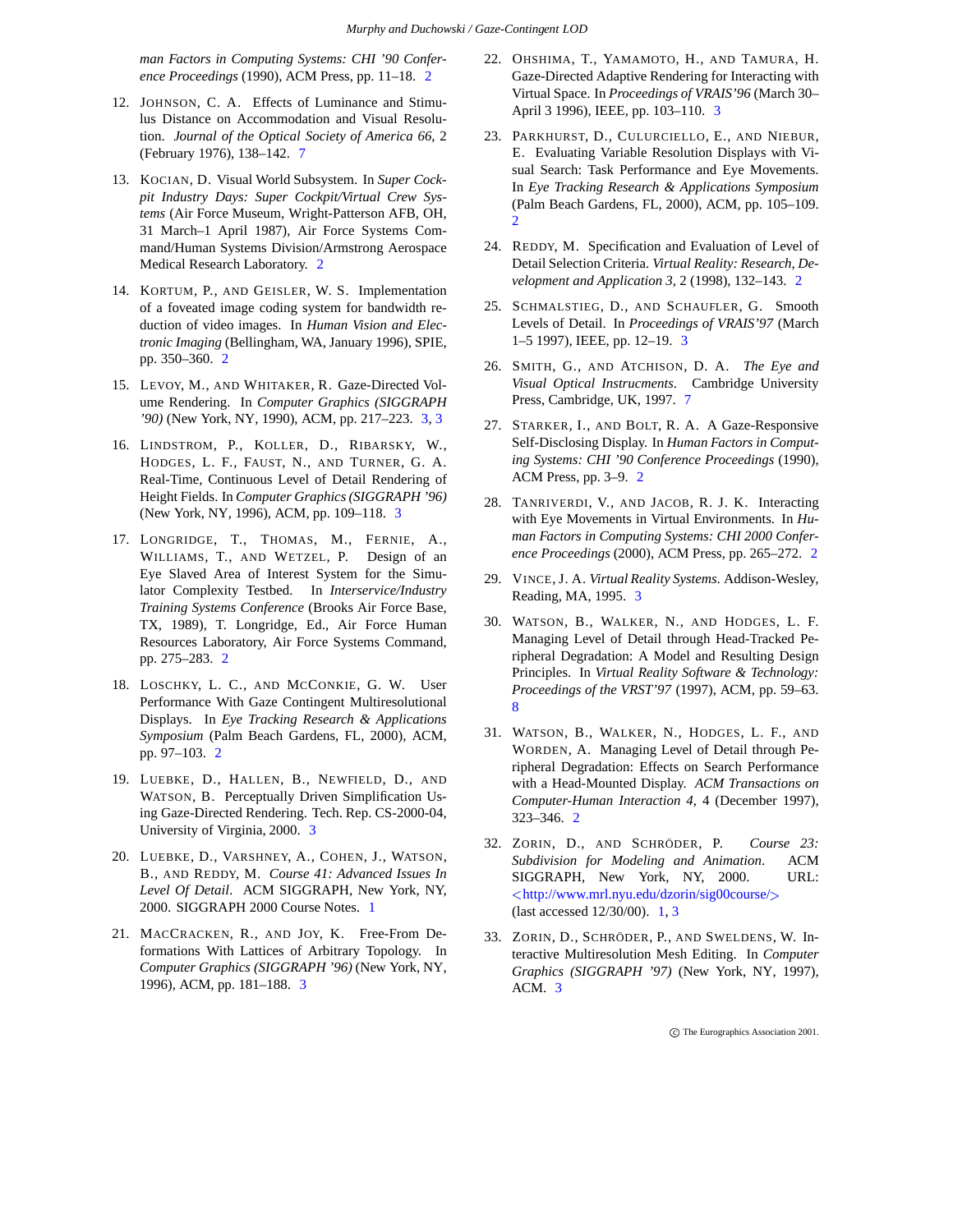*man Factors in Computing Systems: CHI '90 Conference Proceedings* (1990), ACM Press, pp. 11–18. 2

12. Johnson, C. A. Effects of Luminance and Stimulus Distance on Accommodation and Visual Resolution. *Journal of the Optical Society of America 66*, 2 (February 1976), 138–142. 7

13. Kocian, D. Visual World Subsystem. In *Super Cockpit Industry Days: Super Cockpit/Virtual Crew Systems* (Air Force Museum, Wright-Patterson AFB, OH, 31 March–1 April 1987), Air Force Systems Command/Human Systems Division/Armstrong Aerospace Medical Research Laboratory. 2

14. Kortum, P., and Geisler, W. S. Implementation of a foveated image coding system for bandwidth reduction of video images. In *Human Vision and Electronic Imaging* (Bellingham, WA, January 1996), SPIE, pp. 350–360. 2

15. Levoy, M., and Whitaker, R. Gaze-Directed Volume Rendering. In *Computer Graphics (SIGGRAPH '90)* (New York, NY, 1990), ACM, pp. 217–223. 3, 3

16. Lindstrom, P., Koller, D., Ribarsky, W., Hodges, L. F., Faust, N., and Turner, G. A. Real-Time, Continuous Level of Detail Rendering of Height Fields. In *Computer Graphics (SIGGRAPH '96)* (New York, NY, 1996), ACM, pp. 109–118. 3

17. Longridge, T., Thomas, M., Fernie, A., Williams, T., and Wetzel, P. Design of an Eye Slaved Area of Interest System for the Simulator Complexity Testbed. In *Interservice/Industry Training Systems Conference* (Brooks Air Force Base, TX, 1989), T. Longridge, Ed., Air Force Human Resources Laboratory, Air Force Systems Command, pp. 275–283. 2

18. Loschky, L. C., and McConkie, G. W. User Performance With Gaze Contingent Multiresolutional Displays. In *Eye Tracking Research & Applications Symposium* (Palm Beach Gardens, FL, 2000), ACM, pp. 97–103. 2

19. Luebke, D., Hallen, B., Newfield, D., and Watson, B. Perceptually Driven Simplification Using Gaze-Directed Rendering. Tech. Rep. CS-2000-04, University of Virginia, 2000. 3

20. Luebke, D., Varshney, A., Cohen, J., Watson, B., and Reddy, M. *Course 41: Advanced Issues In Level Of Detail*. ACM SIGGRAPH, New York, NY, 2000. SIGGRAPH 2000 Course Notes. 1

21. MacCracken, R., and Joy, K. Free-From Deformations With Lattices of Arbitrary Topology. In *Computer Graphics (SIGGRAPH '96)* (New York, NY, 1996), ACM, pp. 181–188. 3

22. Ohshima, T., Yamamoto, H., and Tamura, H. Gaze-Directed Adaptive Rendering for Interacting with Virtual Space. In *Proceedings of VRAIS'96* (March 30–April 3 1996), IEEE, pp. 103–110. 3

23. Parkhurst, D., Culurciello, E., and Niebur, E. Evaluating Variable Resolution Displays with Visual Search: Task Performance and Eye Movements. In *Eye Tracking Research & Applications Symposium* (Palm Beach Gardens, FL, 2000), ACM, pp. 105–109. 2

24. Reddy, M. Specification and Evaluation of Level of Detail Selection Criteria. *Virtual Reality: Research, Development and Application 3*, 2 (1998), 132–143. 2

25. Schmalstieg, D., and Schaufler, G. Smooth Levels of Detail. In *Proceedings of VRAIS'97* (March 1–5 1997), IEEE, pp. 12–19. 3

26. Smith, G., and Atchison, D. A. *The Eye and Visual Optical Instrucments*. Cambridge University Press, Cambridge, UK, 1997. 7

27. Starker, I., and Bolt, R. A. A Gaze-Responsive Self-Disclosing Display. In *Human Factors in Computing Systems: CHI '90 Conference Proceedings* (1990), ACM Press, pp. 3–9. 2

28. Tanriverdi, V., and Jacob, R. J. K. Interacting with Eye Movements in Virtual Environments. In *Human Factors in Computing Systems: CHI 2000 Conference Proceedings* (2000), ACM Press, pp. 265–272. 2

29. Vince, J. A. *Virtual Reality Systems*. Addison-Wesley, Reading, MA, 1995. 3

30. Watson, B., Walker, N., and Hodges, L. F. Managing Level of Detail through Head-Tracked Peripheral Degradation: A Model and Resulting Design Principles. In *Virtual Reality Software & Technology: Proceedings of the VRST'97* (1997), ACM, pp. 59–63. 8

31. Watson, B., Walker, N., Hodges, L. F., and Worden, A. Managing Level of Detail through Peripheral Degradation: Effects on Search Performance with a Head-Mounted Display. *ACM Transactions on Computer-Human Interaction 4*, 4 (December 1997), 323–346. 2

32. Zorin, D., and Schröder, P. *Course 23: Subdivision for Modeling and Animation*. ACM SIGGRAPH, New York, NY, 2000. URL: <http://www.mrl.nyu.edu/dzorin/sig00course/> (last accessed 12/30/00). 1, 3

33. Zorin, D., Schröder, P., and Sweldens, W. Interactive Multiresolution Mesh Editing. In *Computer Graphics (SIGGRAPH '97)* (New York, NY, 1997), ACM. 3